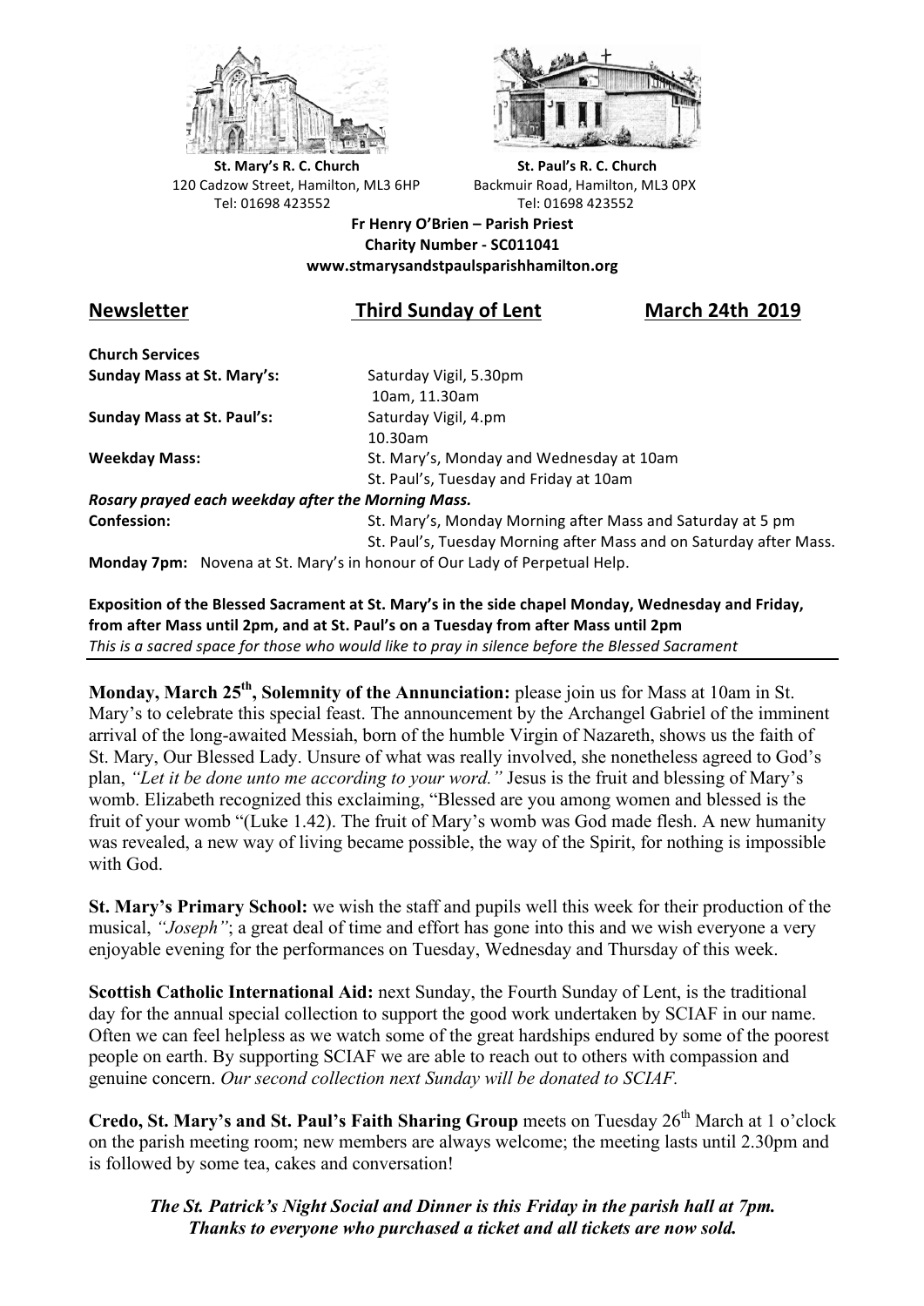**St. Mary's R. C. Church**
120 Cadzow Street, Hamilton, ML3 6HP
Tel: 01698 423552

**St. Paul's R. C. Church**
Backmuir Road, Hamilton, ML3 0PX
Tel: 01698 423552

**Fr Henry O'Brien – Parish Priest**
**Charity Number - SC011041**
**www.stmarysandstpaulsparishhamilton.org**

## Newsletter — Third Sunday of Lent — March 24th 2019

**Church Services**

| | |
|---|---|
| **Sunday Mass at St. Mary's:** | Saturday Vigil, 5.30pm<br>10am, 11.30am |
| **Sunday Mass at St. Paul's:** | Saturday Vigil, 4.pm<br>10.30am |
| **Weekday Mass:** | St. Mary's, Monday and Wednesday at 10am<br>St. Paul's, Tuesday and Friday at 10am |

***Rosary prayed each weekday after the Morning Mass.***

| | |
|---|---|
| **Confession:** | St. Mary's, Monday Morning after Mass and Saturday at 5 pm<br>St. Paul's, Tuesday Morning after Mass and on Saturday after Mass. |

**Monday 7pm:** Novena at St. Mary's in honour of Our Lady of Perpetual Help.

**Exposition of the Blessed Sacrament at St. Mary's in the side chapel Monday, Wednesday and Friday, from after Mass until 2pm, and at St. Paul's on a Tuesday from after Mass until 2pm**
*This is a sacred space for those who would like to pray in silence before the Blessed Sacrament*

---

**Monday, March 25th, Solemnity of the Annunciation:** please join us for Mass at 10am in St. Mary's to celebrate this special feast. The announcement by the Archangel Gabriel of the imminent arrival of the long-awaited Messiah, born of the humble Virgin of Nazareth, shows us the faith of St. Mary, Our Blessed Lady. Unsure of what was really involved, she nonetheless agreed to God's plan, *"Let it be done unto me according to your word."* Jesus is the fruit and blessing of Mary's womb. Elizabeth recognized this exclaiming, "Blessed are you among women and blessed is the fruit of your womb "(Luke 1.42). The fruit of Mary's womb was God made flesh. A new humanity was revealed, a new way of living became possible, the way of the Spirit, for nothing is impossible with God.

**St. Mary's Primary School:** we wish the staff and pupils well this week for their production of the musical, *"Joseph"*; a great deal of time and effort has gone into this and we wish everyone a very enjoyable evening for the performances on Tuesday, Wednesday and Thursday of this week.

**Scottish Catholic International Aid:** next Sunday, the Fourth Sunday of Lent, is the traditional day for the annual special collection to support the good work undertaken by SCIAF in our name. Often we can feel helpless as we watch some of the great hardships endured by some of the poorest people on earth. By supporting SCIAF we are able to reach out to others with compassion and genuine concern. *Our second collection next Sunday will be donated to SCIAF.*

**Credo, St. Mary's and St. Paul's Faith Sharing Group** meets on Tuesday 26th March at 1 o'clock on the parish meeting room; new members are always welcome; the meeting lasts until 2.30pm and is followed by some tea, cakes and conversation!

***The St. Patrick's Night Social and Dinner is this Friday in the parish hall at 7pm. Thanks to everyone who purchased a ticket and all tickets are now sold.***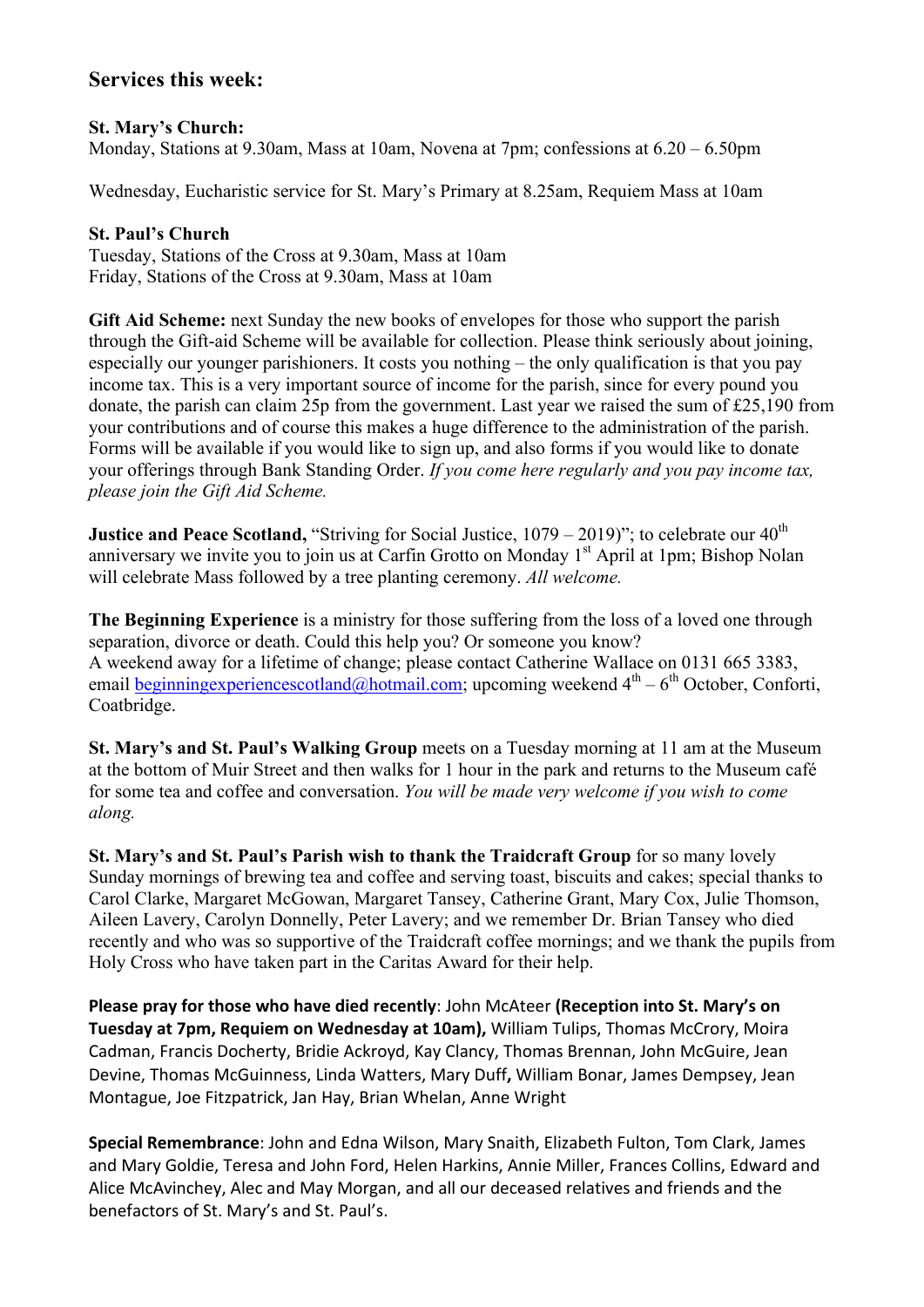## Services this week:

**St. Mary's Church:**
Monday, Stations at 9.30am, Mass at 10am, Novena at 7pm; confessions at 6.20 – 6.50pm

Wednesday, Eucharistic service for St. Mary's Primary at 8.25am, Requiem Mass at 10am

**St. Paul's Church**
Tuesday, Stations of the Cross at 9.30am, Mass at 10am
Friday, Stations of the Cross at 9.30am, Mass at 10am

**Gift Aid Scheme:** next Sunday the new books of envelopes for those who support the parish through the Gift-aid Scheme will be available for collection. Please think seriously about joining, especially our younger parishioners. It costs you nothing – the only qualification is that you pay income tax. This is a very important source of income for the parish, since for every pound you donate, the parish can claim 25p from the government. Last year we raised the sum of £25,190 from your contributions and of course this makes a huge difference to the administration of the parish. Forms will be available if you would like to sign up, and also forms if you would like to donate your offerings through Bank Standing Order. *If you come here regularly and you pay income tax, please join the Gift Aid Scheme.*

**Justice and Peace Scotland,** "Striving for Social Justice, 1079 – 2019)"; to celebrate our 40th anniversary we invite you to join us at Carfin Grotto on Monday 1st April at 1pm; Bishop Nolan will celebrate Mass followed by a tree planting ceremony. *All welcome.*

**The Beginning Experience** is a ministry for those suffering from the loss of a loved one through separation, divorce or death. Could this help you? Or someone you know?
A weekend away for a lifetime of change; please contact Catherine Wallace on 0131 665 3383, email beginningexperiencescotland@hotmail.com; upcoming weekend 4th – 6th October, Conforti, Coatbridge.

**St. Mary's and St. Paul's Walking Group** meets on a Tuesday morning at 11 am at the Museum at the bottom of Muir Street and then walks for 1 hour in the park and returns to the Museum café for some tea and coffee and conversation. *You will be made very welcome if you wish to come along.*

**St. Mary's and St. Paul's Parish wish to thank the Traidcraft Group** for so many lovely Sunday mornings of brewing tea and coffee and serving toast, biscuits and cakes; special thanks to Carol Clarke, Margaret McGowan, Margaret Tansey, Catherine Grant, Mary Cox, Julie Thomson, Aileen Lavery, Carolyn Donnelly, Peter Lavery; and we remember Dr. Brian Tansey who died recently and who was so supportive of the Traidcraft coffee mornings; and we thank the pupils from Holy Cross who have taken part in the Caritas Award for their help.

**Please pray for those who have died recently**: John McAteer **(Reception into St. Mary's on Tuesday at 7pm, Requiem on Wednesday at 10am),** William Tulips, Thomas McCrory, Moira Cadman, Francis Docherty, Bridie Ackroyd, Kay Clancy, Thomas Brennan, John McGuire, Jean Devine, Thomas McGuinness, Linda Watters, Mary Duff**,** William Bonar, James Dempsey, Jean Montague, Joe Fitzpatrick, Jan Hay, Brian Whelan, Anne Wright

**Special Remembrance**: John and Edna Wilson, Mary Snaith, Elizabeth Fulton, Tom Clark, James and Mary Goldie, Teresa and John Ford, Helen Harkins, Annie Miller, Frances Collins, Edward and Alice McAvinchey, Alec and May Morgan, and all our deceased relatives and friends and the benefactors of St. Mary's and St. Paul's.